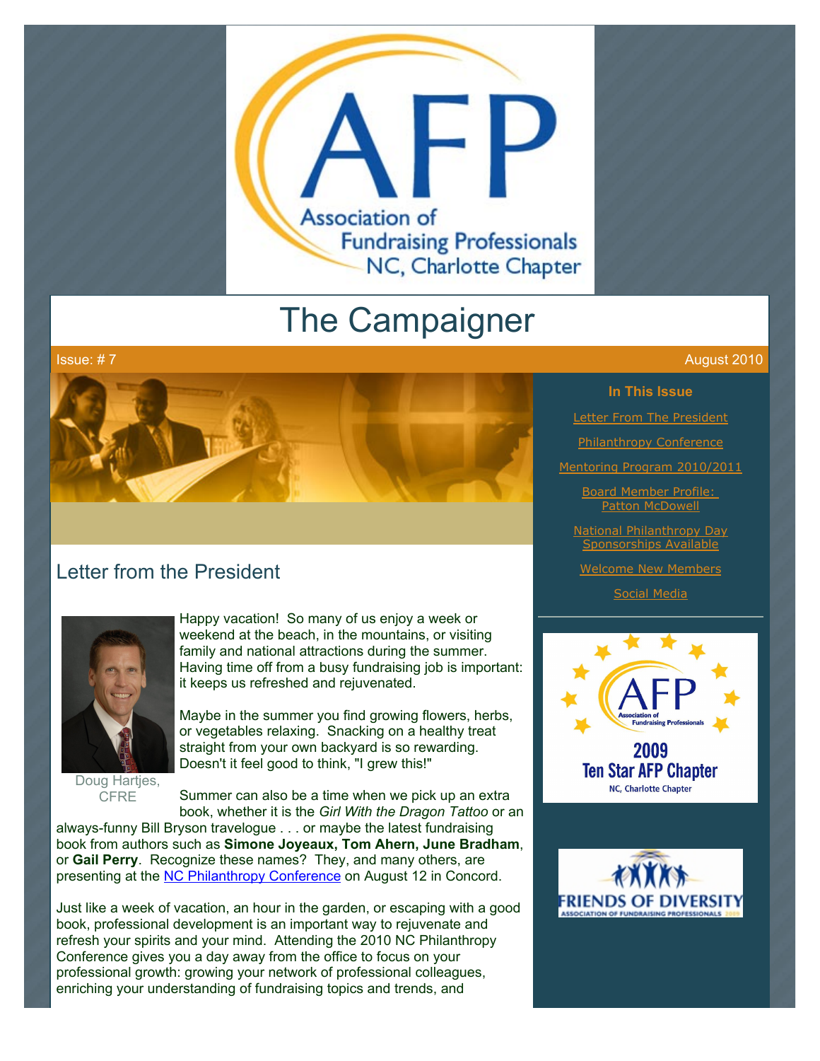# The Campaigner

Issue: # 7

August 2010

## In This Issue

- Letter From The President
- Philanthropy Conference
- Mentoring Program 2010/2011
- Board Member Profile: Patton McDowell
- National Philanthropy Day Sponsorships Available
- Welcome New Members
- Social Media

## Letter from the President

Doug Hartjes, CFRE

Happy vacation! So many of us enjoy a week or weekend at the beach, in the mountains, or visiting family and national attractions during the summer. Having time off from a busy fundraising job is important: it keeps us refreshed and rejuvenated.

Maybe in the summer you find growing flowers, herbs, or vegetables relaxing. Snacking on a healthy treat straight from your own backyard is so rewarding. Doesn't it feel good to think, "I grew this!"

Summer can also be a time when we pick up an extra book, whether it is the *Girl With the Dragon Tattoo* or an always-funny Bill Bryson travelogue . . . or maybe the latest fundraising book from authors such as **Simone Joyeaux, Tom Ahern, June Bradham**, or **Gail Perry**. Recognize these names? They, and many others, are presenting at the NC Philanthropy Conference on August 12 in Concord.

Just like a week of vacation, an hour in the garden, or escaping with a good book, professional development is an important way to rejuvenate and refresh your spirits and your mind. Attending the 2010 NC Philanthropy Conference gives you a day away from the office to focus on your professional growth: growing your network of professional colleagues, enriching your understanding of fundraising topics and trends, and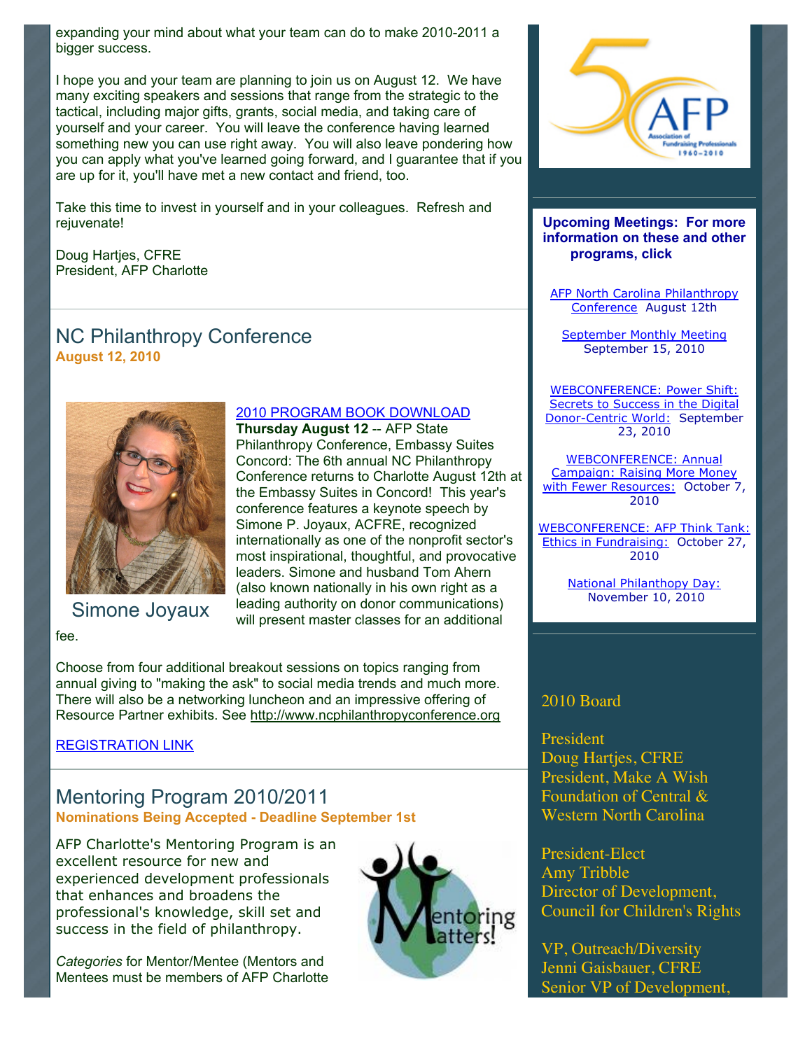expanding your mind about what your team can do to make 2010-2011 a bigger success.

I hope you and your team are planning to join us on August 12. We have many exciting speakers and sessions that range from the strategic to the tactical, including major gifts, grants, social media, and taking care of yourself and your career. You will leave the conference having learned something new you can use right away. You will also leave pondering how you can apply what you've learned going forward, and I guarantee that if you are up for it, you'll have met a new contact and friend, too.

Take this time to invest in yourself and in your colleagues. Refresh and rejuvenate!

Doug Hartjes, CFRE
President, AFP Charlotte

## NC Philanthropy Conference

**August 12, 2010**

Simone Joyaux

2010 PROGRAM BOOK DOWNLOAD

**Thursday August 12** -- AFP State Philanthropy Conference, Embassy Suites Concord: The 6th annual NC Philanthropy Conference returns to Charlotte August 12th at the Embassy Suites in Concord! This year's conference features a keynote speech by Simone P. Joyaux, ACFRE, recognized internationally as one of the nonprofit sector's most inspirational, thoughtful, and provocative leaders. Simone and husband Tom Ahern (also known nationally in his own right as a leading authority on donor communications) will present master classes for an additional fee.

Choose from four additional breakout sessions on topics ranging from annual giving to "making the ask" to social media trends and much more. There will also be a networking luncheon and an impressive offering of Resource Partner exhibits. See http://www.ncphilanthropyconference.org

REGISTRATION LINK

## Mentoring Program 2010/2011

**Nominations Being Accepted - Deadline September 1st**

AFP Charlotte's Mentoring Program is an excellent resource for new and experienced development professionals that enhances and broadens the professional's knowledge, skill set and success in the field of philanthropy.

*Categories* for Mentor/Mentee (Mentors and Mentees must be members of AFP Charlotte

**Upcoming Meetings: For more information on these and other programs, click**

AFP North Carolina Philanthropy Conference August 12th

September Monthly Meeting September 15, 2010

WEBCONFERENCE: Power Shift: Secrets to Success in the Digital Donor-Centric World: September 23, 2010

WEBCONFERENCE: Annual Campaign: Raising More Money with Fewer Resources: October 7, 2010

WEBCONFERENCE: AFP Think Tank: Ethics in Fundraising: October 27, 2010

National Philanthopy Day: November 10, 2010

2010 Board

President
Doug Hartjes, CFRE
President, Make A Wish Foundation of Central & Western North Carolina

President-Elect
Amy Tribble
Director of Development, Council for Children's Rights

VP, Outreach/Diversity
Jenni Gaisbauer, CFRE
Senior VP of Development,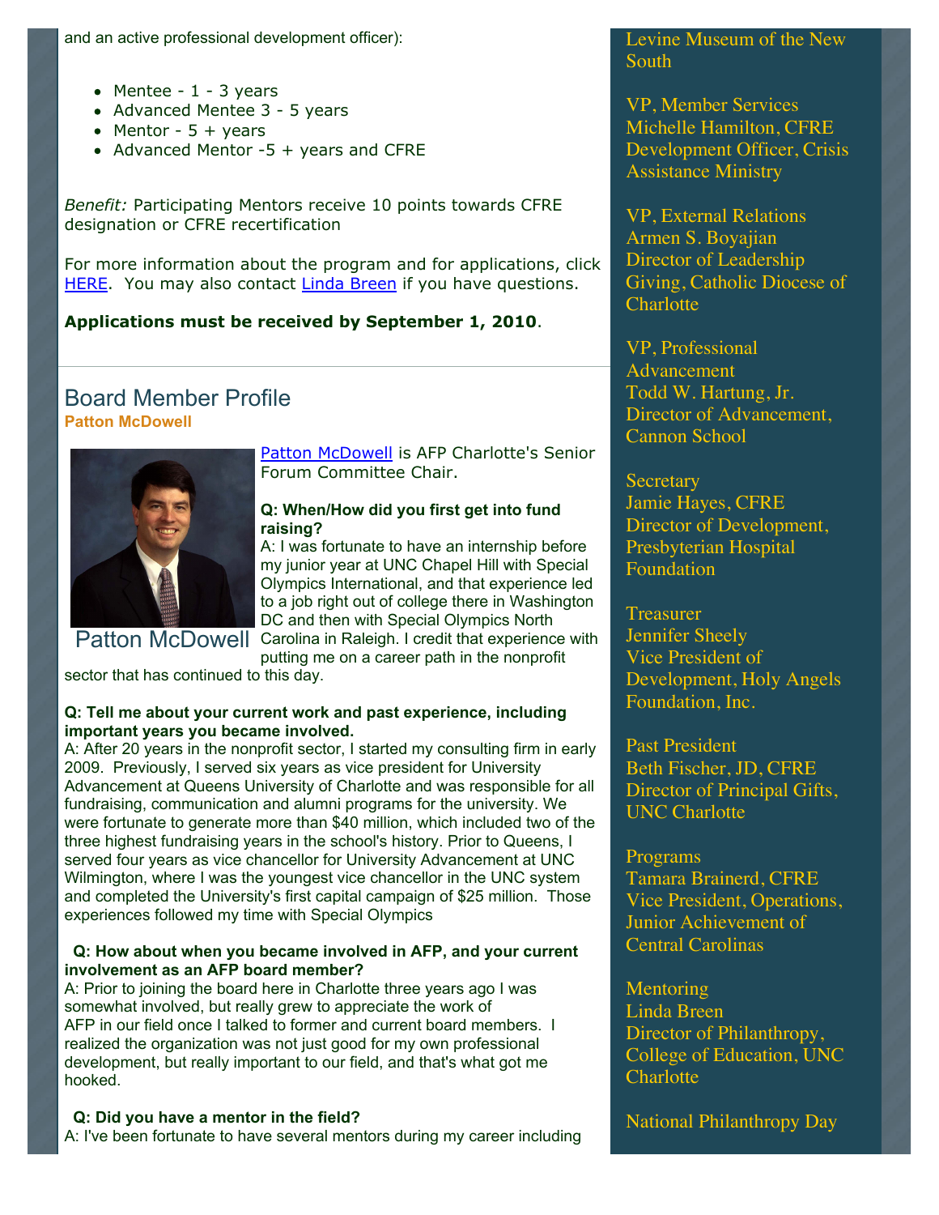and an active professional development officer):

- Mentee - 1 - 3 years
- Advanced Mentee 3 - 5 years
- Mentor - 5 + years
- Advanced Mentor -5 + years and CFRE

*Benefit:* Participating Mentors receive 10 points towards CFRE designation or CFRE recertification

For more information about the program and for applications, click HERE. You may also contact Linda Breen if you have questions.

**Applications must be received by September 1, 2010**.

## Board Member Profile

**Patton McDowell**

Patton McDowell

Patton McDowell is AFP Charlotte's Senior Forum Committee Chair.

**Q: When/How did you first get into fund raising?**

A: I was fortunate to have an internship before my junior year at UNC Chapel Hill with Special Olympics International, and that experience led to a job right out of college there in Washington DC and then with Special Olympics North Carolina in Raleigh. I credit that experience with putting me on a career path in the nonprofit sector that has continued to this day.

**Q: Tell me about your current work and past experience, including important years you became involved.**

A: After 20 years in the nonprofit sector, I started my consulting firm in early 2009. Previously, I served six years as vice president for University Advancement at Queens University of Charlotte and was responsible for all fundraising, communication and alumni programs for the university. We were fortunate to generate more than $40 million, which included two of the three highest fundraising years in the school's history. Prior to Queens, I served four years as vice chancellor for University Advancement at UNC Wilmington, where I was the youngest vice chancellor in the UNC system and completed the University's first capital campaign of $25 million. Those experiences followed my time with Special Olympics

**Q: How about when you became involved in AFP, and your current involvement as an AFP board member?**

A: Prior to joining the board here in Charlotte three years ago I was somewhat involved, but really grew to appreciate the work of AFP in our field once I talked to former and current board members. I realized the organization was not just good for my own professional development, but really important to our field, and that's what got me hooked.

**Q: Did you have a mentor in the field?**

A: I've been fortunate to have several mentors during my career including

Levine Museum of the New South

VP, Member Services
Michelle Hamilton, CFRE
Development Officer, Crisis Assistance Ministry

VP, External Relations
Armen S. Boyajian
Director of Leadership Giving, Catholic Diocese of Charlotte

VP, Professional Advancement
Todd W. Hartung, Jr.
Director of Advancement, Cannon School

Secretary
Jamie Hayes, CFRE
Director of Development, Presbyterian Hospital Foundation

Treasurer
Jennifer Sheely
Vice President of Development, Holy Angels Foundation, Inc.

Past President
Beth Fischer, JD, CFRE
Director of Principal Gifts, UNC Charlotte

Programs
Tamara Brainerd, CFRE
Vice President, Operations, Junior Achievement of Central Carolinas

Mentoring
Linda Breen
Director of Philanthropy, College of Education, UNC Charlotte

National Philanthropy Day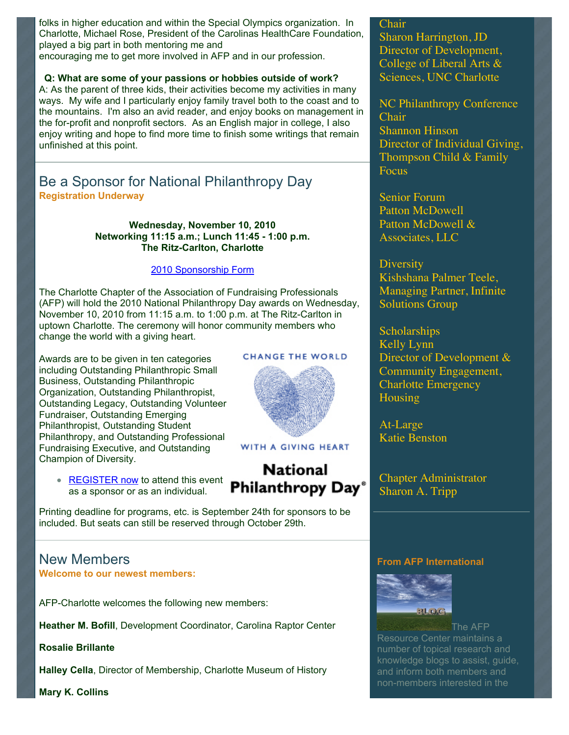folks in higher education and within the Special Olympics organization. In Charlotte, Michael Rose, President of the Carolinas HealthCare Foundation, played a big part in both mentoring me and encouraging me to get more involved in AFP and in our profession.

**Q: What are some of your passions or hobbies outside of work?**
A: As the parent of three kids, their activities become my activities in many ways. My wife and I particularly enjoy family travel both to the coast and to the mountains. I'm also an avid reader, and enjoy books on management in the for-profit and nonprofit sectors. As an English major in college, I also enjoy writing and hope to find more time to finish some writings that remain unfinished at this point.

## Be a Sponsor for National Philanthropy Day

**Registration Underway**

**Wednesday, November 10, 2010**
**Networking 11:15 a.m.; Lunch 11:45 - 1:00 p.m.**
**The Ritz-Carlton, Charlotte**

2010 Sponsorship Form

The Charlotte Chapter of the Association of Fundraising Professionals (AFP) will hold the 2010 National Philanthropy Day awards on Wednesday, November 10, 2010 from 11:15 a.m. to 1:00 p.m. at The Ritz-Carlton in uptown Charlotte. The ceremony will honor community members who change the world with a giving heart.

Awards are to be given in ten categories including Outstanding Philanthropic Small Business, Outstanding Philanthropic Organization, Outstanding Philanthropist, Outstanding Legacy, Outstanding Volunteer Fundraiser, Outstanding Emerging Philanthropist, Outstanding Student Philanthropy, and Outstanding Professional Fundraising Executive, and Outstanding Champion of Diversity.

CHANGE THE WORLD WITH A GIVING HEART

National Philanthropy Day®

- REGISTER now to attend this event as a sponsor or as an individual.

Printing deadline for programs, etc. is September 24th for sponsors to be included. But seats can still be reserved through October 29th.

## New Members

**Welcome to our newest members:**

AFP-Charlotte welcomes the following new members:

**Heather M. Bofill**, Development Coordinator, Carolina Raptor Center

**Rosalie Brillante**

**Halley Cella**, Director of Membership, Charlotte Museum of History

**Mary K. Collins**

Chair
Sharon Harrington, JD
Director of Development, College of Liberal Arts & Sciences, UNC Charlotte

NC Philanthropy Conference Chair
Shannon Hinson
Director of Individual Giving, Thompson Child & Family Focus

Senior Forum
Patton McDowell
Patton McDowell & Associates, LLC

Diversity
Kishshana Palmer Teele, Managing Partner, Infinite Solutions Group

Scholarships
Kelly Lynn
Director of Development & Community Engagement, Charlotte Emergency Housing

At-Large
Katie Benston

Chapter Administrator
Sharon A. Tripp

**From AFP International**

The AFP Resource Center maintains a number of topical research and knowledge blogs to assist, guide, and inform both members and non-members interested in the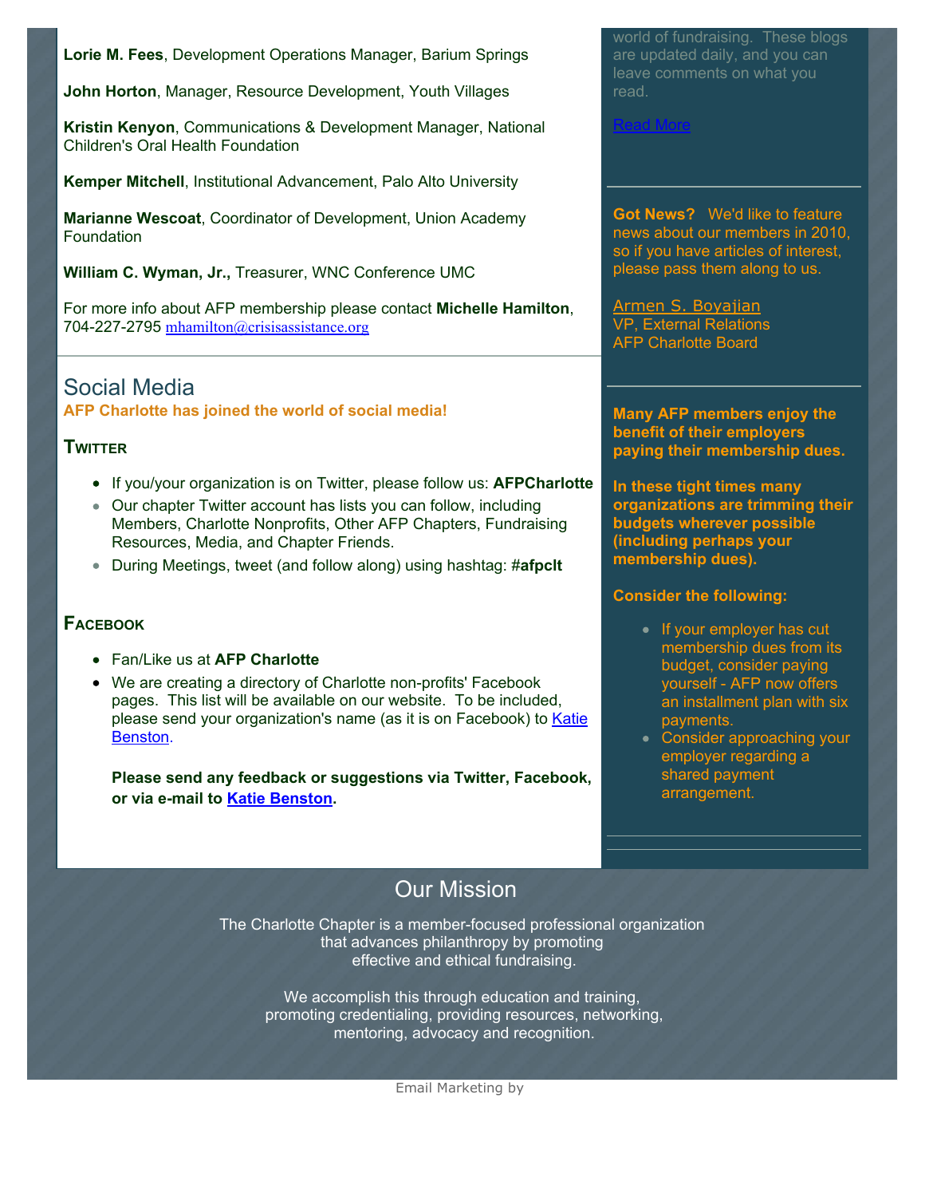**Lorie M. Fees**, Development Operations Manager, Barium Springs

**John Horton**, Manager, Resource Development, Youth Villages

**Kristin Kenyon**, Communications & Development Manager, National Children's Oral Health Foundation

**Kemper Mitchell**, Institutional Advancement, Palo Alto University

**Marianne Wescoat**, Coordinator of Development, Union Academy Foundation

**William C. Wyman, Jr.,** Treasurer, WNC Conference UMC

For more info about AFP membership please contact **Michelle Hamilton**, 704-227-2795 mhamilton@crisisassistance.org

## Social Media

**AFP Charlotte has joined the world of social media!**

### Twitter

- If you/your organization is on Twitter, please follow us: **AFPCharlotte**
- Our chapter Twitter account has lists you can follow, including Members, Charlotte Nonprofits, Other AFP Chapters, Fundraising Resources, Media, and Chapter Friends.
- During Meetings, tweet (and follow along) using hashtag: #**afpclt**

### Facebook

- Fan/Like us at **AFP Charlotte**
- We are creating a directory of Charlotte non-profits' Facebook pages. This list will be available on our website. To be included, please send your organization's name (as it is on Facebook) to Katie Benston.

  **Please send any feedback or suggestions via Twitter, Facebook, or via e-mail to Katie Benston.**

world of fundraising. These blogs are updated daily, and you can leave comments on what you read.

Read More

**Got News?** We'd like to feature news about our members in 2010, so if you have articles of interest, please pass them along to us.

Armen S. Boyajian
VP, External Relations
AFP Charlotte Board

**Many AFP members enjoy the benefit of their employers paying their membership dues.**

**In these tight times many organizations are trimming their budgets wherever possible (including perhaps your membership dues).**

**Consider the following:**

- If your employer has cut membership dues from its budget, consider paying yourself - AFP now offers an installment plan with six payments.
- Consider approaching your employer regarding a shared payment arrangement.

## Our Mission

The Charlotte Chapter is a member-focused professional organization that advances philanthropy by promoting effective and ethical fundraising.

We accomplish this through education and training, promoting credentialing, providing resources, networking, mentoring, advocacy and recognition.

Email Marketing by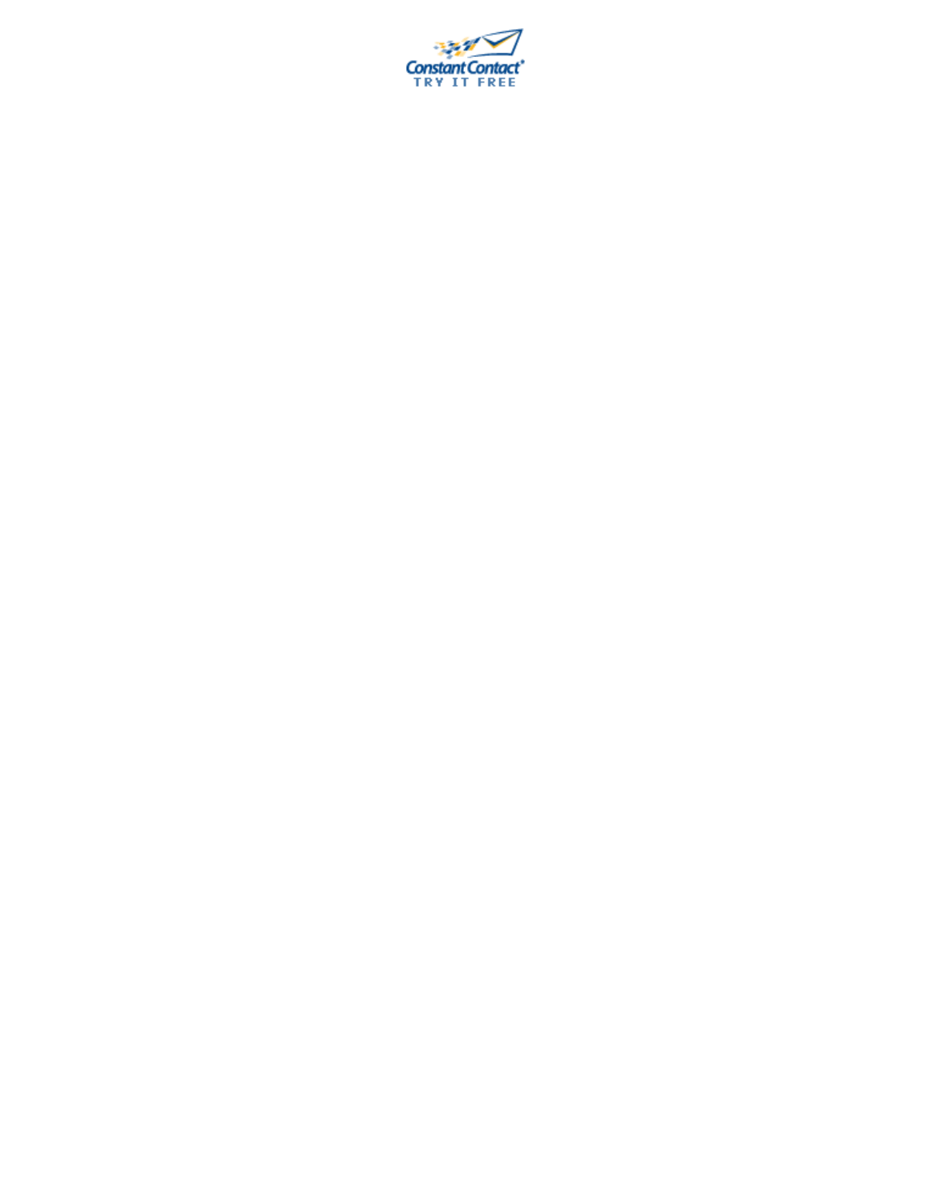Constant Contact®
TRY IT FREE